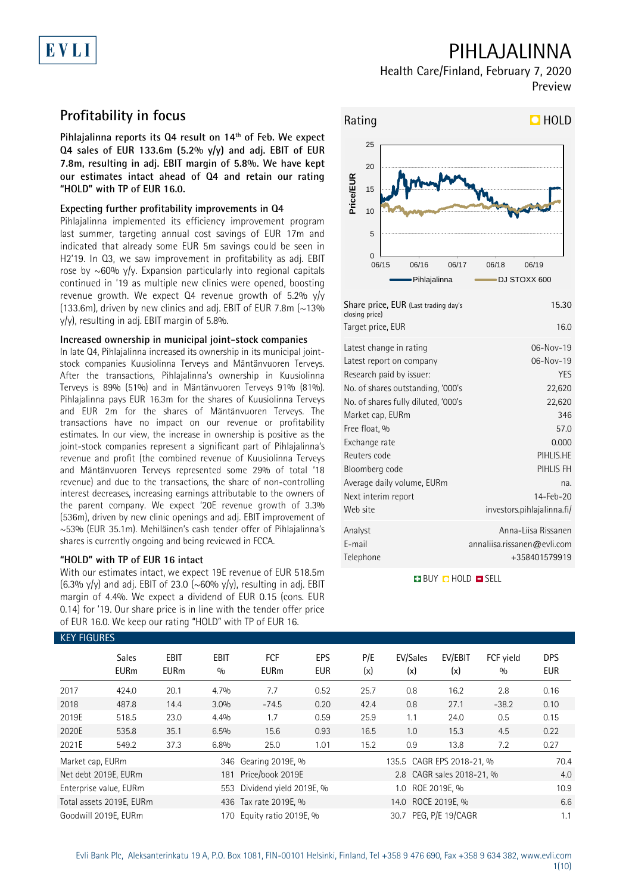# PIHLAJALINNA

Health Care/Finland, February 7, 2020

Preview

## Profitability in focus

**Pihlajalinna reports its Q4 result on 14th of Feb. We expect Q4 sales of EUR 133.6m (5.2% y/y) and adj. EBIT of EUR 7.8m, resulting in adj. EBIT margin of 5.8%. We have kept our estimates intact ahead of Q4 and retain our rating "HOLD" with TP of EUR 16.0.**

### Expecting further profitability improvements in Q4

Pihlajalinna implemented its efficiency improvement program last summer, targeting annual cost savings of EUR 17m and indicated that already some EUR 5m savings could be seen in H2'19. In Q3, we saw improvement in profitability as adj. EBIT rose by ~60% y/y. Expansion particularly into regional capitals continued in '19 as multiple new clinics were opened, boosting revenue growth. We expect Q4 revenue growth of 5.2% y/y (133.6m), driven by new clinics and adj. EBIT of EUR 7.8m (~13% y/y), resulting in adj. EBIT margin of 5.8%.

### Increased ownership in municipal joint-stock companies

In late Q4, Pihlajalinna increased its ownership in its municipal joint-stock companies Kuusiolinna Terveys and Mäntänvuoren Terveys. After the transactions, Pihlajalinna's ownership in Kuusiolinna Terveys is 89% (51%) and in Mäntänvuoren Terveys 91% (81%). Pihlajalinna pays EUR 16.3m for the shares of Kuusiolinna Terveys and EUR 2m for the shares of Mäntänvuoren Terveys. The transactions have no impact on our revenue or profitability estimates. In our view, the increase in ownership is positive as the joint-stock companies represent a significant part of Pihlajalinna's revenue and profit (the combined revenue of Kuusiolinna Terveys and Mäntänvuoren Terveys represented some 29% of total '18 revenue) and due to the transactions, the share of non-controlling interest decreases, increasing earnings attributable to the owners of the parent company. We expect '20E revenue growth of 3.3% (536m), driven by new clinic openings and adj. EBIT improvement of ~53% (EUR 35.1m). Mehiläinen's cash tender offer of Pihlajalinna's shares is currently ongoing and being reviewed in FCCA.

### "HOLD" with TP of EUR 16 intact

With our estimates intact, we expect 19E revenue of EUR 518.5m (6.3% y/y) and adj. EBIT of 23.0 (~60% y/y), resulting in adj. EBIT margin of 4.4%. We expect a dividend of EUR 0.15 (cons. EUR 0.14) for '19. Our share price is in line with the tender offer price of EUR 16.0. We keep our rating "HOLD" with TP of EUR 16.

**Rating: HOLD**

| | |
|---|---|
| Share price, EUR (Last trading day's closing price) | 15.30 |
| Target price, EUR | 16.0 |
| Latest change in rating | 06-Nov-19 |
| Latest report on company | 06-Nov-19 |
| Research paid by issuer: | YES |
| No. of shares outstanding, '000's | 22,620 |
| No. of shares fully diluted, '000's | 22,620 |
| Market cap, EURm | 346 |
| Free float, % | 57.0 |
| Exchange rate | 0.000 |
| Reuters code | PIHLIS.HE |
| Bloomberg code | PIHLIS FH |
| Average daily volume, EURm | na. |
| Next interim report | 14-Feb-20 |
| Web site | investors.pihlajalinna.fi/ |
| Analyst | Anna-Liisa Rissanen |
| E-mail | annaliisa.rissanen@evli.com |
| Telephone | +358401579919 |

BUY / HOLD / SELL

### KEY FIGURES

| | Sales EURm | EBIT EURm | EBIT % | FCF EURm | EPS EUR | P/E (x) | EV/Sales (x) | EV/EBIT (x) | FCF yield % | DPS EUR |
|---|---|---|---|---|---|---|---|---|---|---|
| 2017 | 424.0 | 20.1 | 4.7% | 7.7 | 0.52 | 25.7 | 0.8 | 16.2 | 2.8 | 0.16 |
| 2018 | 487.8 | 14.4 | 3.0% | -74.5 | 0.20 | 42.4 | 0.8 | 27.1 | -38.2 | 0.10 |
| 2019E | 518.5 | 23.0 | 4.4% | 1.7 | 0.59 | 25.9 | 1.1 | 24.0 | 0.5 | 0.15 |
| 2020E | 535.8 | 35.1 | 6.5% | 15.6 | 0.93 | 16.5 | 1.0 | 15.3 | 4.5 | 0.22 |
| 2021E | 549.2 | 37.3 | 6.8% | 25.0 | 1.01 | 15.2 | 0.9 | 13.8 | 7.2 | 0.27 |

| | | | | | |
|---|---|---|---|---|---|
| Market cap, EURm | 346 | Gearing 2019E, % | 135.5 | CAGR EPS 2018-21, % | 70.4 |
| Net debt 2019E, EURm | 181 | Price/book 2019E | 2.8 | CAGR sales 2018-21, % | 4.0 |
| Enterprise value, EURm | 553 | Dividend yield 2019E, % | 1.0 | ROE 2019E, % | 10.9 |
| Total assets 2019E, EURm | 436 | Tax rate 2019E, % | 14.0 | ROCE 2019E, % | 6.6 |
| Goodwill 2019E, EURm | 170 | Equity ratio 2019E, % | 30.7 | PEG, P/E 19/CAGR | 1.1 |

Evli Bank Plc, Aleksanterinkatu 19 A, P.O. Box 1081, FIN-00101 Helsinki, Finland, Tel +358 9 476 690, Fax +358 9 634 382, www.evli.com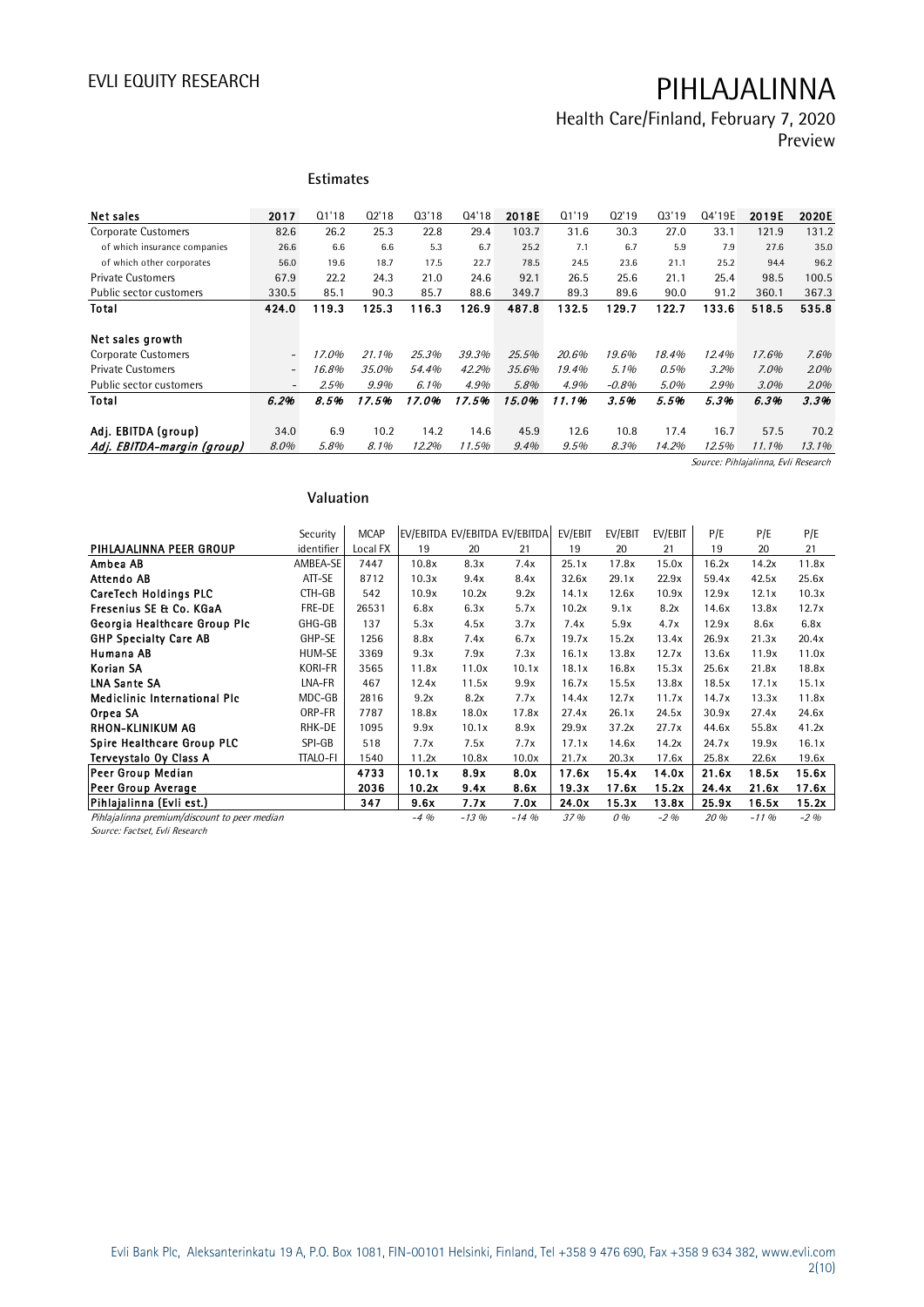## Estimates

| Net sales | 2017 | Q1'18 | Q2'18 | Q3'18 | Q4'18 | 2018E | Q1'19 | Q2'19 | Q3'19 | Q4'19E | 2019E | 2020E |
|---|---|---|---|---|---|---|---|---|---|---|---|---|
| Corporate Customers | 82.6 | 26.2 | 25.3 | 22.8 | 29.4 | 103.7 | 31.6 | 30.3 | 27.0 | 33.1 | 121.9 | 131.2 |
| of which insurance companies | 26.6 | 6.6 | 6.6 | 5.3 | 6.7 | 25.2 | 7.1 | 6.7 | 5.9 | 7.9 | 27.6 | 35.0 |
| of which other corporates | 56.0 | 19.6 | 18.7 | 17.5 | 22.7 | 78.5 | 24.5 | 23.6 | 21.1 | 25.2 | 94.4 | 96.2 |
| Private Customers | 67.9 | 22.2 | 24.3 | 21.0 | 24.6 | 92.1 | 26.5 | 25.6 | 21.1 | 25.4 | 98.5 | 100.5 |
| Public sector customers | 330.5 | 85.1 | 90.3 | 85.7 | 88.6 | 349.7 | 89.3 | 89.6 | 90.0 | 91.2 | 360.1 | 367.3 |
| **Total** | **424.0** | **119.3** | **125.3** | **116.3** | **126.9** | **487.8** | **132.5** | **129.7** | **122.7** | **133.6** | **518.5** | **535.8** |
| **Net sales growth** | | | | | | | | | | | | |
| Corporate Customers | - | *17.0%* | *21.1%* | *25.3%* | *39.3%* | *25.5%* | *20.6%* | *19.6%* | *18.4%* | *12.4%* | *17.6%* | *7.6%* |
| Private Customers | - | *16.8%* | *35.0%* | *54.4%* | *42.2%* | *35.6%* | *19.4%* | *5.1%* | *0.5%* | *3.2%* | *7.0%* | *2.0%* |
| Public sector customers | - | *2.5%* | *9.9%* | *6.1%* | *4.9%* | *5.8%* | *4.9%* | *-0.8%* | *5.0%* | *2.9%* | *3.0%* | *2.0%* |
| **Total** | ***6.2%*** | ***8.5%*** | ***17.5%*** | ***17.0%*** | ***17.5%*** | ***15.0%*** | ***11.1%*** | ***3.5%*** | ***5.5%*** | ***5.3%*** | ***6.3%*** | ***3.3%*** |
| **Adj. EBITDA (group)** | 34.0 | 6.9 | 10.2 | 14.2 | 14.6 | 45.9 | 12.6 | 10.8 | 17.4 | 16.7 | 57.5 | 70.2 |
| ***Adj. EBITDA-margin (group)*** | *8.0%* | *5.8%* | *8.1%* | *12.2%* | *11.5%* | *9.4%* | *9.5%* | *8.3%* | *14.2%* | *12.5%* | *11.1%* | *13.1%* |

*Source: Pihlajalinna, Evli Research*

## Valuation

| PIHLAJALINNA PEER GROUP | Security identifier | MCAP Local FX | EV/EBITDA 19 | EV/EBITDA 20 | EV/EBITDA 21 | EV/EBIT 19 | EV/EBIT 20 | EV/EBIT 21 | P/E 19 | P/E 20 | P/E 21 |
|---|---|---|---|---|---|---|---|---|---|---|---|
| **Ambea AB** | AMBEA-SE | 7447 | 10.8x | 8.3x | 7.4x | 25.1x | 17.8x | 15.0x | 16.2x | 14.2x | 11.8x |
| **Attendo AB** | ATT-SE | 8712 | 10.3x | 9.4x | 8.4x | 32.6x | 29.1x | 22.9x | 59.4x | 42.5x | 25.6x |
| **CareTech Holdings PLC** | CTH-GB | 542 | 10.9x | 10.2x | 9.2x | 14.1x | 12.6x | 10.9x | 12.9x | 12.1x | 10.3x |
| **Fresenius SE & Co. KGaA** | FRE-DE | 26531 | 6.8x | 6.3x | 5.7x | 10.2x | 9.1x | 8.2x | 14.6x | 13.8x | 12.7x |
| **Georgia Healthcare Group Plc** | GHG-GB | 137 | 5.3x | 4.5x | 3.7x | 7.4x | 5.9x | 4.7x | 12.9x | 8.6x | 6.8x |
| **GHP Specialty Care AB** | GHP-SE | 1256 | 8.8x | 7.4x | 6.7x | 19.7x | 15.2x | 13.4x | 26.9x | 21.3x | 20.4x |
| **Humana AB** | HUM-SE | 3369 | 9.3x | 7.9x | 7.3x | 16.1x | 13.8x | 12.7x | 13.6x | 11.9x | 11.0x |
| **Korian SA** | KORI-FR | 3565 | 11.8x | 11.0x | 10.1x | 18.1x | 16.8x | 15.3x | 25.6x | 21.8x | 18.8x |
| **LNA Sante SA** | LNA-FR | 467 | 12.4x | 11.5x | 9.9x | 16.7x | 15.5x | 13.8x | 18.5x | 17.1x | 15.1x |
| **Mediclinic International Plc** | MDC-GB | 2816 | 9.2x | 8.2x | 7.7x | 14.4x | 12.7x | 11.7x | 14.7x | 13.3x | 11.8x |
| **Orpea SA** | ORP-FR | 7787 | 18.8x | 18.0x | 17.8x | 27.4x | 26.1x | 24.5x | 30.9x | 27.4x | 24.6x |
| **RHON-KLINIKUM AG** | RHK-DE | 1095 | 9.9x | 10.1x | 8.9x | 29.9x | 37.2x | 27.7x | 44.6x | 55.8x | 41.2x |
| **Spire Healthcare Group PLC** | SPI-GB | 518 | 7.7x | 7.5x | 7.7x | 17.1x | 14.6x | 14.2x | 24.7x | 19.9x | 16.1x |
| **Terveystalo Oy Class A** | TTALO-FI | 1540 | 11.2x | 10.8x | 10.0x | 21.7x | 20.3x | 17.6x | 25.8x | 22.6x | 19.6x |
| **Peer Group Median** | | **4733** | **10.1x** | **8.9x** | **8.0x** | **17.6x** | **15.4x** | **14.0x** | **21.6x** | **18.5x** | **15.6x** |
| **Peer Group Average** | | **2036** | **10.2x** | **9.4x** | **8.6x** | **19.3x** | **17.6x** | **15.2x** | **24.4x** | **21.6x** | **17.6x** |
| **Pihlajalinna (Evli est.)** | | **347** | **9.6x** | **7.7x** | **7.0x** | **24.0x** | **15.3x** | **13.8x** | **25.9x** | **16.5x** | **15.2x** |
| *Pihlajalinna premium/discount to peer median* | | | *-4 %* | *-13 %* | *-14 %* | *37 %* | *0 %* | *-2 %* | *20 %* | *-11 %* | *-2 %* |

*Source: Factset, Evli Research*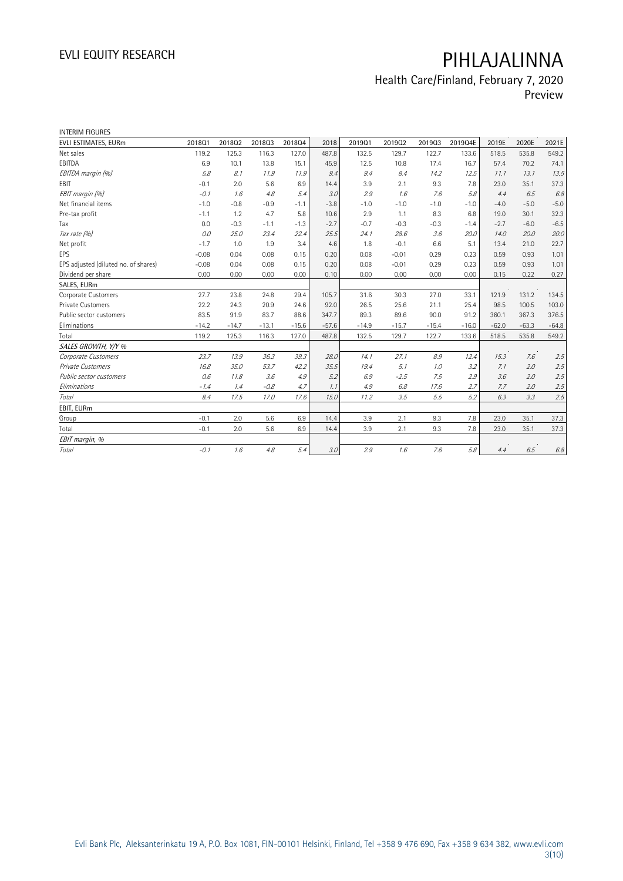EVLI EQUITY RESEARCH

# PIHLAJALINNA

## Health Care/Finland, February 7, 2020
Preview

INTERIM FIGURES

| EVLI ESTIMATES, EURm | 2018Q1 | 2018Q2 | 2018Q3 | 2018Q4 | 2018 | 2019Q1 | 2019Q2 | 2019Q3 | 2019Q4E | 2019E | 2020E | 2021E |
|---|---|---|---|---|---|---|---|---|---|---|---|---|
| Net sales | 119.2 | 125.3 | 116.3 | 127.0 | 487.8 | 132.5 | 129.7 | 122.7 | 133.6 | 518.5 | 535.8 | 549.2 |
| EBITDA | 6.9 | 10.1 | 13.8 | 15.1 | 45.9 | 12.5 | 10.8 | 17.4 | 16.7 | 57.4 | 70.2 | 74.1 |
| *EBITDA margin (%)* | *5.8* | *8.1* | *11.9* | *11.9* | *9.4* | *9.4* | *8.4* | *14.2* | *12.5* | *11.1* | *13.1* | *13.5* |
| EBIT | -0.1 | 2.0 | 5.6 | 6.9 | 14.4 | 3.9 | 2.1 | 9.3 | 7.8 | 23.0 | 35.1 | 37.3 |
| *EBIT margin (%)* | *-0.1* | *1.6* | *4.8* | *5.4* | *3.0* | *2.9* | *1.6* | *7.6* | *5.8* | *4.4* | *6.5* | *6.8* |
| Net financial items | -1.0 | -0.8 | -0.9 | -1.1 | -3.8 | -1.0 | -1.0 | -1.0 | -1.0 | -4.0 | -5.0 | -5.0 |
| Pre-tax profit | -1.1 | 1.2 | 4.7 | 5.8 | 10.6 | 2.9 | 1.1 | 8.3 | 6.8 | 19.0 | 30.1 | 32.3 |
| Tax | 0.0 | -0.3 | -1.1 | -1.3 | -2.7 | -0.7 | -0.3 | -0.3 | -1.4 | -2.7 | -6.0 | -6.5 |
| *Tax rate (%)* | *0.0* | *25.0* | *23.4* | *22.4* | *25.5* | *24.1* | *28.6* | *3.6* | *20.0* | *14.0* | *20.0* | *20.0* |
| Net profit | -1.7 | 1.0 | 1.9 | 3.4 | 4.6 | 1.8 | -0.1 | 6.6 | 5.1 | 13.4 | 21.0 | 22.7 |
| EPS | -0.08 | 0.04 | 0.08 | 0.15 | 0.20 | 0.08 | -0.01 | 0.29 | 0.23 | 0.59 | 0.93 | 1.01 |
| EPS adjusted (diluted no. of shares) | -0.08 | 0.04 | 0.08 | 0.15 | 0.20 | 0.08 | -0.01 | 0.29 | 0.23 | 0.59 | 0.93 | 1.01 |
| Dividend per share | 0.00 | 0.00 | 0.00 | 0.00 | 0.10 | 0.00 | 0.00 | 0.00 | 0.00 | 0.15 | 0.22 | 0.27 |
| SALES, EURm | | | | | | | | | | | | |
| Corporate Customers | 27.7 | 23.8 | 24.8 | 29.4 | 105.7 | 31.6 | 30.3 | 27.0 | 33.1 | 121.9 | 131.2 | 134.5 |
| Private Customers | 22.2 | 24.3 | 20.9 | 24.6 | 92.0 | 26.5 | 25.6 | 21.1 | 25.4 | 98.5 | 100.5 | 103.0 |
| Public sector customers | 83.5 | 91.9 | 83.7 | 88.6 | 347.7 | 89.3 | 89.6 | 90.0 | 91.2 | 360.1 | 367.3 | 376.5 |
| Eliminations | -14.2 | -14.7 | -13.1 | -15.6 | -57.6 | -14.9 | -15.7 | -15.4 | -16.0 | -62.0 | -63.3 | -64.8 |
| Total | 119.2 | 125.3 | 116.3 | 127.0 | 487.8 | 132.5 | 129.7 | 122.7 | 133.6 | 518.5 | 535.8 | 549.2 |
| *SALES GROWTH, Y/Y %* | | | | | | | | | | | | |
| *Corporate Customers* | *23.7* | *13.9* | *36.3* | *39.3* | *28.0* | *14.1* | *27.1* | *8.9* | *12.4* | *15.3* | *7.6* | *2.5* |
| *Private Customers* | *16.8* | *35.0* | *53.7* | *42.2* | *35.5* | *19.4* | *5.1* | *1.0* | *3.2* | *7.1* | *2.0* | *2.5* |
| *Public sector customers* | *0.6* | *11.8* | *3.6* | *4.9* | *5.2* | *6.9* | *-2.5* | *7.5* | *2.9* | *3.6* | *2.0* | *2.5* |
| *Eliminations* | *-1.4* | *1.4* | *-0.8* | *4.7* | *1.1* | *4.9* | *6.8* | *17.6* | *2.7* | *7.7* | *2.0* | *2.5* |
| *Total* | *8.4* | *17.5* | *17.0* | *17.6* | *15.0* | *11.2* | *3.5* | *5.5* | *5.2* | *6.3* | *3.3* | *2.5* |
| EBIT, EURm | | | | | | | | | | | | |
| Group | -0.1 | 2.0 | 5.6 | 6.9 | 14.4 | 3.9 | 2.1 | 9.3 | 7.8 | 23.0 | 35.1 | 37.3 |
| Total | -0.1 | 2.0 | 5.6 | 6.9 | 14.4 | 3.9 | 2.1 | 9.3 | 7.8 | 23.0 | 35.1 | 37.3 |
| *EBIT margin, %* | | | | | | | | | | | | |
| *Total* | *-0.1* | *1.6* | *4.8* | *5.4* | *3.0* | *2.9* | *1.6* | *7.6* | *5.8* | *4.4* | *6.5* | *6.8* |

Evli Bank Plc, Aleksanterinkatu 19 A, P.O. Box 1081, FIN-00101 Helsinki, Finland, Tel +358 9 476 690, Fax +358 9 634 382, www.evli.com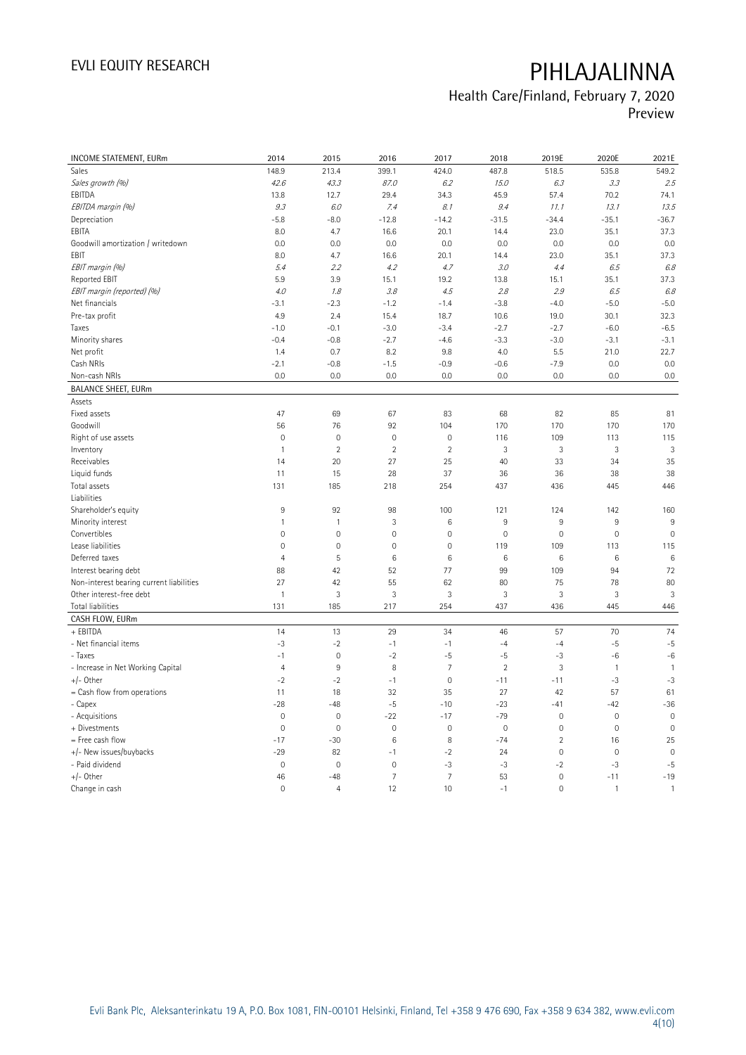# PIHLAJALINNA

## Health Care/Finland, February 7, 2020

Preview

| INCOME STATEMENT, EURm | 2014 | 2015 | 2016 | 2017 | 2018 | 2019E | 2020E | 2021E |
|---|---|---|---|---|---|---|---|---|
| Sales | 148.9 | 213.4 | 399.1 | 424.0 | 487.8 | 518.5 | 535.8 | 549.2 |
| *Sales growth (%)* | *42.6* | *43.3* | *87.0* | *6.2* | *15.0* | *6.3* | *3.3* | *2.5* |
| EBITDA | 13.8 | 12.7 | 29.4 | 34.3 | 45.9 | 57.4 | 70.2 | 74.1 |
| *EBITDA margin (%)* | *9.3* | *6.0* | *7.4* | *8.1* | *9.4* | *11.1* | *13.1* | *13.5* |
| Depreciation | -5.8 | -8.0 | -12.8 | -14.2 | -31.5 | -34.4 | -35.1 | -36.7 |
| EBITA | 8.0 | 4.7 | 16.6 | 20.1 | 14.4 | 23.0 | 35.1 | 37.3 |
| Goodwill amortization / writedown | 0.0 | 0.0 | 0.0 | 0.0 | 0.0 | 0.0 | 0.0 | 0.0 |
| EBIT | 8.0 | 4.7 | 16.6 | 20.1 | 14.4 | 23.0 | 35.1 | 37.3 |
| *EBIT margin (%)* | *5.4* | *2.2* | *4.2* | *4.7* | *3.0* | *4.4* | *6.5* | *6.8* |
| Reported EBIT | 5.9 | 3.9 | 15.1 | 19.2 | 13.8 | 15.1 | 35.1 | 37.3 |
| *EBIT margin (reported) (%)* | *4.0* | *1.8* | *3.8* | *4.5* | *2.8* | *2.9* | *6.5* | *6.8* |
| Net financials | -3.1 | -2.3 | -1.2 | -1.4 | -3.8 | -4.0 | -5.0 | -5.0 |
| Pre-tax profit | 4.9 | 2.4 | 15.4 | 18.7 | 10.6 | 19.0 | 30.1 | 32.3 |
| Taxes | -1.0 | -0.1 | -3.0 | -3.4 | -2.7 | -2.7 | -6.0 | -6.5 |
| Minority shares | -0.4 | -0.8 | -2.7 | -4.6 | -3.3 | -3.0 | -3.1 | -3.1 |
| Net profit | 1.4 | 0.7 | 8.2 | 9.8 | 4.0 | 5.5 | 21.0 | 22.7 |
| Cash NRIs | -2.1 | -0.8 | -1.5 | -0.9 | -0.6 | -7.9 | 0.0 | 0.0 |
| Non-cash NRIs | 0.0 | 0.0 | 0.0 | 0.0 | 0.0 | 0.0 | 0.0 | 0.0 |
| **BALANCE SHEET, EURm** | | | | | | | | |
| Assets | | | | | | | | |
| Fixed assets | 47 | 69 | 67 | 83 | 68 | 82 | 85 | 81 |
| Goodwill | 56 | 76 | 92 | 104 | 170 | 170 | 170 | 170 |
| Right of use assets | 0 | 0 | 0 | 0 | 116 | 109 | 113 | 115 |
| Inventory | 1 | 2 | 2 | 2 | 3 | 3 | 3 | 3 |
| Receivables | 14 | 20 | 27 | 25 | 40 | 33 | 34 | 35 |
| Liquid funds | 11 | 15 | 28 | 37 | 36 | 36 | 38 | 38 |
| Total assets | 131 | 185 | 218 | 254 | 437 | 436 | 445 | 446 |
| Liabilities | | | | | | | | |
| Shareholder's equity | 9 | 92 | 98 | 100 | 121 | 124 | 142 | 160 |
| Minority interest | 1 | 1 | 3 | 6 | 9 | 9 | 9 | 9 |
| Convertibles | 0 | 0 | 0 | 0 | 0 | 0 | 0 | 0 |
| Lease liabilities | 0 | 0 | 0 | 0 | 119 | 109 | 113 | 115 |
| Deferred taxes | 4 | 5 | 6 | 6 | 6 | 6 | 6 | 6 |
| Interest bearing debt | 88 | 42 | 52 | 77 | 99 | 109 | 94 | 72 |
| Non-interest bearing current liabilities | 27 | 42 | 55 | 62 | 80 | 75 | 78 | 80 |
| Other interest-free debt | 1 | 3 | 3 | 3 | 3 | 3 | 3 | 3 |
| Total liabilities | 131 | 185 | 217 | 254 | 437 | 436 | 445 | 446 |
| **CASH FLOW, EURm** | | | | | | | | |
| + EBITDA | 14 | 13 | 29 | 34 | 46 | 57 | 70 | 74 |
| - Net financial items | -3 | -2 | -1 | -1 | -4 | -4 | -5 | -5 |
| - Taxes | -1 | 0 | -2 | -5 | -5 | -3 | -6 | -6 |
| - Increase in Net Working Capital | 4 | 9 | 8 | 7 | 2 | 3 | 1 | 1 |
| +/- Other | -2 | -2 | -1 | 0 | -11 | -11 | -3 | -3 |
| = Cash flow from operations | 11 | 18 | 32 | 35 | 27 | 42 | 57 | 61 |
| - Capex | -28 | -48 | -5 | -10 | -23 | -41 | -42 | -36 |
| - Acquisitions | 0 | 0 | -22 | -17 | -79 | 0 | 0 | 0 |
| + Divestments | 0 | 0 | 0 | 0 | 0 | 0 | 0 | 0 |
| = Free cash flow | -17 | -30 | 6 | 8 | -74 | 2 | 16 | 25 |
| +/- New issues/buybacks | -29 | 82 | -1 | -2 | 24 | 0 | 0 | 0 |
| - Paid dividend | 0 | 0 | 0 | -3 | -3 | -2 | -3 | -5 |
| +/- Other | 46 | -48 | 7 | 7 | 53 | 0 | -11 | -19 |
| Change in cash | 0 | 4 | 12 | 10 | -1 | 0 | 1 | 1 |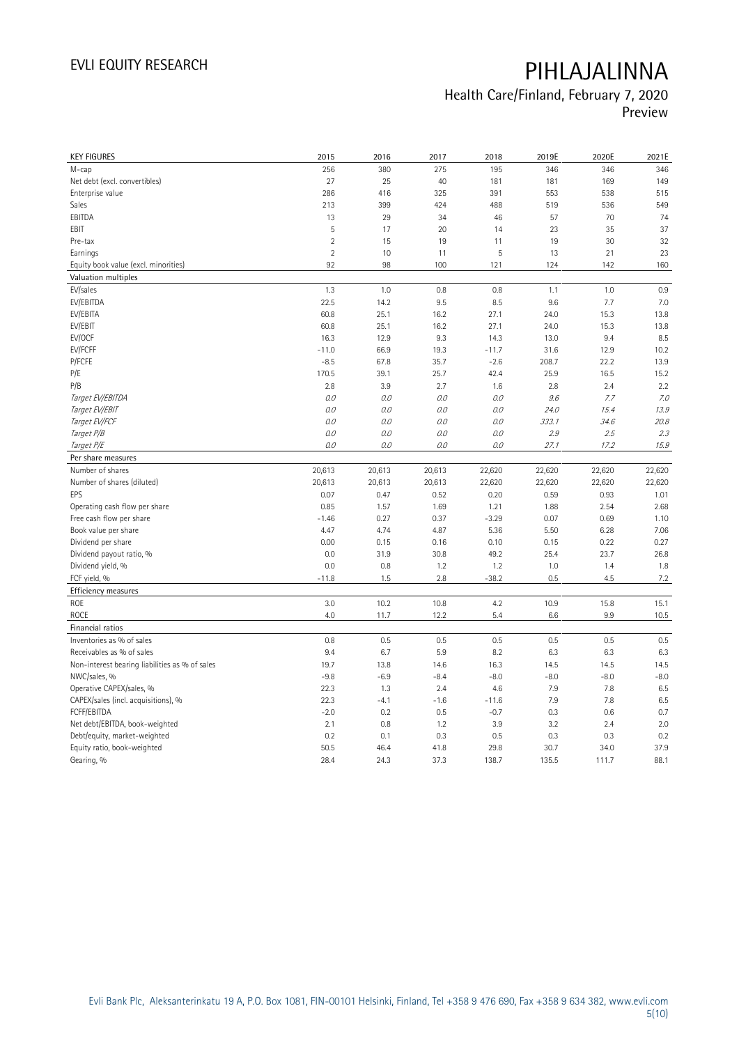| KEY FIGURES | 2015 | 2016 | 2017 | 2018 | 2019E | 2020E | 2021E |
|---|---|---|---|---|---|---|---|
| M-cap | 256 | 380 | 275 | 195 | 346 | 346 | 346 |
| Net debt (excl. convertibles) | 27 | 25 | 40 | 181 | 181 | 169 | 149 |
| Enterprise value | 286 | 416 | 325 | 391 | 553 | 538 | 515 |
| Sales | 213 | 399 | 424 | 488 | 519 | 536 | 549 |
| EBITDA | 13 | 29 | 34 | 46 | 57 | 70 | 74 |
| EBIT | 5 | 17 | 20 | 14 | 23 | 35 | 37 |
| Pre-tax | 2 | 15 | 19 | 11 | 19 | 30 | 32 |
| Earnings | 2 | 10 | 11 | 5 | 13 | 21 | 23 |
| Equity book value (excl. minorities) | 92 | 98 | 100 | 121 | 124 | 142 | 160 |
| **Valuation multiples** | | | | | | | |
| EV/sales | 1.3 | 1.0 | 0.8 | 0.8 | 1.1 | 1.0 | 0.9 |
| EV/EBITDA | 22.5 | 14.2 | 9.5 | 8.5 | 9.6 | 7.7 | 7.0 |
| EV/EBITA | 60.8 | 25.1 | 16.2 | 27.1 | 24.0 | 15.3 | 13.8 |
| EV/EBIT | 60.8 | 25.1 | 16.2 | 27.1 | 24.0 | 15.3 | 13.8 |
| EV/OCF | 16.3 | 12.9 | 9.3 | 14.3 | 13.0 | 9.4 | 8.5 |
| EV/FCFF | -11.0 | 66.9 | 19.3 | -11.7 | 31.6 | 12.9 | 10.2 |
| P/FCFE | -8.5 | 67.8 | 35.7 | -2.6 | 208.7 | 22.2 | 13.9 |
| P/E | 170.5 | 39.1 | 25.7 | 42.4 | 25.9 | 16.5 | 15.2 |
| P/B | 2.8 | 3.9 | 2.7 | 1.6 | 2.8 | 2.4 | 2.2 |
| *Target EV/EBITDA* | *0.0* | *0.0* | *0.0* | *0.0* | *9.6* | *7.7* | *7.0* |
| *Target EV/EBIT* | *0.0* | *0.0* | *0.0* | *0.0* | *24.0* | *15.4* | *13.9* |
| *Target EV/FCF* | *0.0* | *0.0* | *0.0* | *0.0* | *333.1* | *34.6* | *20.8* |
| *Target P/B* | *0.0* | *0.0* | *0.0* | *0.0* | *2.9* | *2.5* | *2.3* |
| *Target P/E* | *0.0* | *0.0* | *0.0* | *0.0* | *27.1* | *17.2* | *15.9* |
| **Per share measures** | | | | | | | |
| Number of shares | 20,613 | 20,613 | 20,613 | 22,620 | 22,620 | 22,620 | 22,620 |
| Number of shares (diluted) | 20,613 | 20,613 | 20,613 | 22,620 | 22,620 | 22,620 | 22,620 |
| EPS | 0.07 | 0.47 | 0.52 | 0.20 | 0.59 | 0.93 | 1.01 |
| Operating cash flow per share | 0.85 | 1.57 | 1.69 | 1.21 | 1.88 | 2.54 | 2.68 |
| Free cash flow per share | -1.46 | 0.27 | 0.37 | -3.29 | 0.07 | 0.69 | 1.10 |
| Book value per share | 4.47 | 4.74 | 4.87 | 5.36 | 5.50 | 6.28 | 7.06 |
| Dividend per share | 0.00 | 0.15 | 0.16 | 0.10 | 0.15 | 0.22 | 0.27 |
| Dividend payout ratio, % | 0.0 | 31.9 | 30.8 | 49.2 | 25.4 | 23.7 | 26.8 |
| Dividend yield, % | 0.0 | 0.8 | 1.2 | 1.2 | 1.0 | 1.4 | 1.8 |
| FCF yield, % | -11.8 | 1.5 | 2.8 | -38.2 | 0.5 | 4.5 | 7.2 |
| **Efficiency measures** | | | | | | | |
| ROE | 3.0 | 10.2 | 10.8 | 4.2 | 10.9 | 15.8 | 15.1 |
| ROCE | 4.0 | 11.7 | 12.2 | 5.4 | 6.6 | 9.9 | 10.5 |
| **Financial ratios** | | | | | | | |
| Inventories as % of sales | 0.8 | 0.5 | 0.5 | 0.5 | 0.5 | 0.5 | 0.5 |
| Receivables as % of sales | 9.4 | 6.7 | 5.9 | 8.2 | 6.3 | 6.3 | 6.3 |
| Non-interest bearing liabilities as % of sales | 19.7 | 13.8 | 14.6 | 16.3 | 14.5 | 14.5 | 14.5 |
| NWC/sales, % | -9.8 | -6.9 | -8.4 | -8.0 | -8.0 | -8.0 | -8.0 |
| Operative CAPEX/sales, % | 22.3 | 1.3 | 2.4 | 4.6 | 7.9 | 7.8 | 6.5 |
| CAPEX/sales (incl. acquisitions), % | 22.3 | -4.1 | -1.6 | -11.6 | 7.9 | 7.8 | 6.5 |
| FCFF/EBITDA | -2.0 | 0.2 | 0.5 | -0.7 | 0.3 | 0.6 | 0.7 |
| Net debt/EBITDA, book-weighted | 2.1 | 0.8 | 1.2 | 3.9 | 3.2 | 2.4 | 2.0 |
| Debt/equity, market-weighted | 0.2 | 0.1 | 0.3 | 0.5 | 0.3 | 0.3 | 0.2 |
| Equity ratio, book-weighted | 50.5 | 46.4 | 41.8 | 29.8 | 30.7 | 34.0 | 37.9 |
| Gearing, % | 28.4 | 24.3 | 37.3 | 138.7 | 135.5 | 111.7 | 88.1 |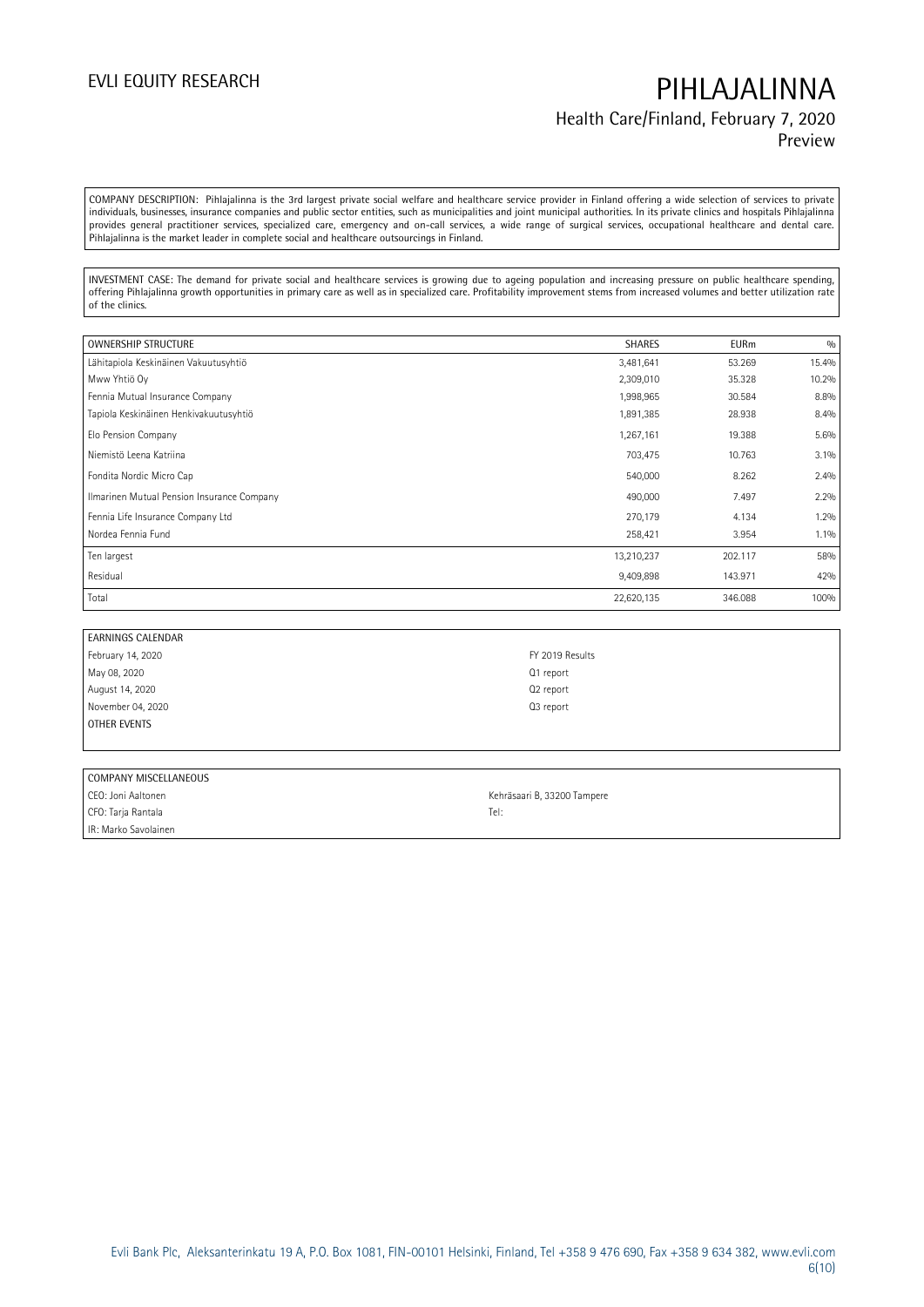COMPANY DESCRIPTION: Pihlajalinna is the 3rd largest private social welfare and healthcare service provider in Finland offering a wide selection of services to private individuals, businesses, insurance companies and public sector entities, such as municipalities and joint municipal authorities. In its private clinics and hospitals Pihlajalinna provides general practitioner services, specialized care, emergency and on-call services, a wide range of surgical services, occupational healthcare and dental care. Pihlajalinna is the market leader in complete social and healthcare outsourcings in Finland.

INVESTMENT CASE: The demand for private social and healthcare services is growing due to ageing population and increasing pressure on public healthcare spending, offering Pihlajalinna growth opportunities in primary care as well as in specialized care. Profitability improvement stems from increased volumes and better utilization rate of the clinics.

| OWNERSHIP STRUCTURE | SHARES | EURm | % |
|---|---|---|---|
| Lähitapiola Keskinäinen Vakuutusyhtiö | 3,481,641 | 53.269 | 15.4% |
| Mww Yhtiö Oy | 2,309,010 | 35.328 | 10.2% |
| Fennia Mutual Insurance Company | 1,998,965 | 30.584 | 8.8% |
| Tapiola Keskinäinen Henkivakuutusyhtiö | 1,891,385 | 28.938 | 8.4% |
| Elo Pension Company | 1,267,161 | 19.388 | 5.6% |
| Niemistö Leena Katriina | 703,475 | 10.763 | 3.1% |
| Fondita Nordic Micro Cap | 540,000 | 8.262 | 2.4% |
| Ilmarinen Mutual Pension Insurance Company | 490,000 | 7.497 | 2.2% |
| Fennia Life Insurance Company Ltd | 270,179 | 4.134 | 1.2% |
| Nordea Fennia Fund | 258,421 | 3.954 | 1.1% |
| Ten largest | 13,210,237 | 202.117 | 58% |
| Residual | 9,409,898 | 143.971 | 42% |
| Total | 22,620,135 | 346.088 | 100% |

| EARNINGS CALENDAR | |
|---|---|
| February 14, 2020 | FY 2019 Results |
| May 08, 2020 | Q1 report |
| August 14, 2020 | Q2 report |
| November 04, 2020 | Q3 report |
| OTHER EVENTS | |

| COMPANY MISCELLANEOUS | |
|---|---|
| CEO: Joni Aaltonen | Kehräsaari B, 33200 Tampere |
| CFO: Tarja Rantala | Tel: |
| IR: Marko Savolainen | |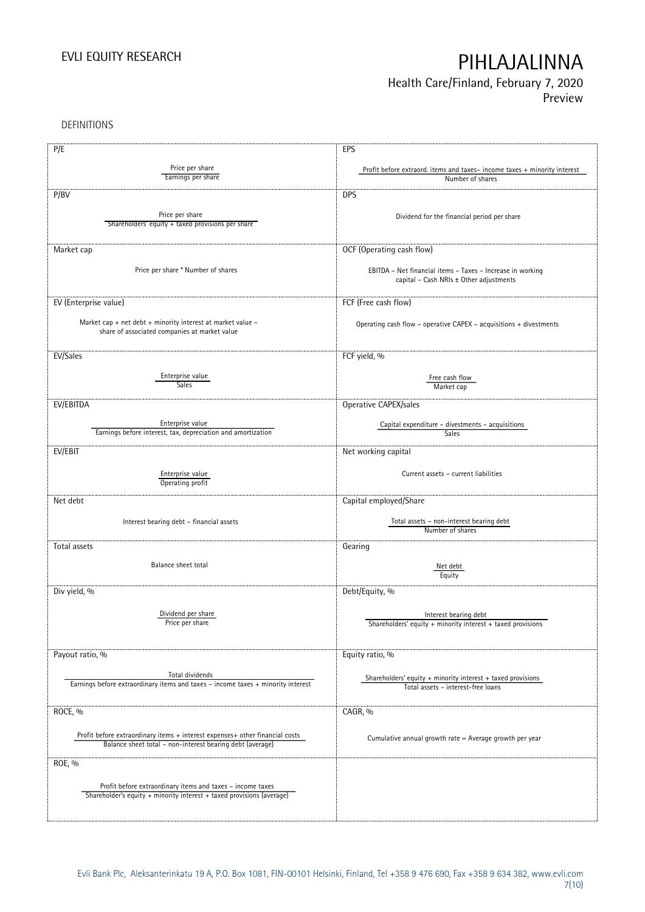DEFINITIONS

| P/E | EPS |
|---|---|
| Price per share / Earnings per share | Profit before extraord. items and taxes– income taxes + minority interest / Number of shares |
| **P/BV** | **DPS** |
| Price per share / Shareholders' equity + taxed provisions per share | Dividend for the financial period per share |
| **Market cap** | **OCF (Operating cash flow)** |
| Price per share * Number of shares | EBITDA – Net financial items – Taxes – Increase in working capital – Cash NRIs ± Other adjustments |
| **EV (Enterprise value)** | **FCF (Free cash flow)** |
| Market cap + net debt + minority interest at market value – share of associated companies at market value | Operating cash flow – operative CAPEX – acquisitions + divestments |
| **EV/Sales** | **FCF yield, %** |
| Enterprise value / Sales | Free cash flow / Market cap |
| **EV/EBITDA** | **Operative CAPEX/sales** |
| Enterprise value / Earnings before interest, tax, depreciation and amortization | Capital expenditure – divestments – acquisitions / Sales |
| **EV/EBIT** | **Net working capital** |
| Enterprise value / Operating profit | Current assets – current liabilities |
| **Net debt** | **Capital employed/Share** |
| Interest bearing debt – financial assets | Total assets – non-interest bearing debt / Number of shares |
| **Total assets** | **Gearing** |
| Balance sheet total | Net debt / Equity |
| **Div yield, %** | **Debt/Equity, %** |
| Dividend per share / Price per share | Interest bearing debt / Shareholders' equity + minority interest + taxed provisions |
| **Payout ratio, %** | **Equity ratio, %** |
| Total dividends / Earnings before extraordinary items and taxes – income taxes + minority interest | Shareholders' equity + minority interest + taxed provisions / Total assets – interest-free loans |
| **ROCE, %** | **CAGR, %** |
| Profit before extraordinary items + interest expenses+ other financial costs / Balance sheet total – non-interest bearing debt (average) | Cumulative annual growth rate = Average growth per year |
| **ROE, %** | |
| Profit before extraordinary items and taxes – income taxes / Shareholder's equity + minority interest + taxed provisions (average) | |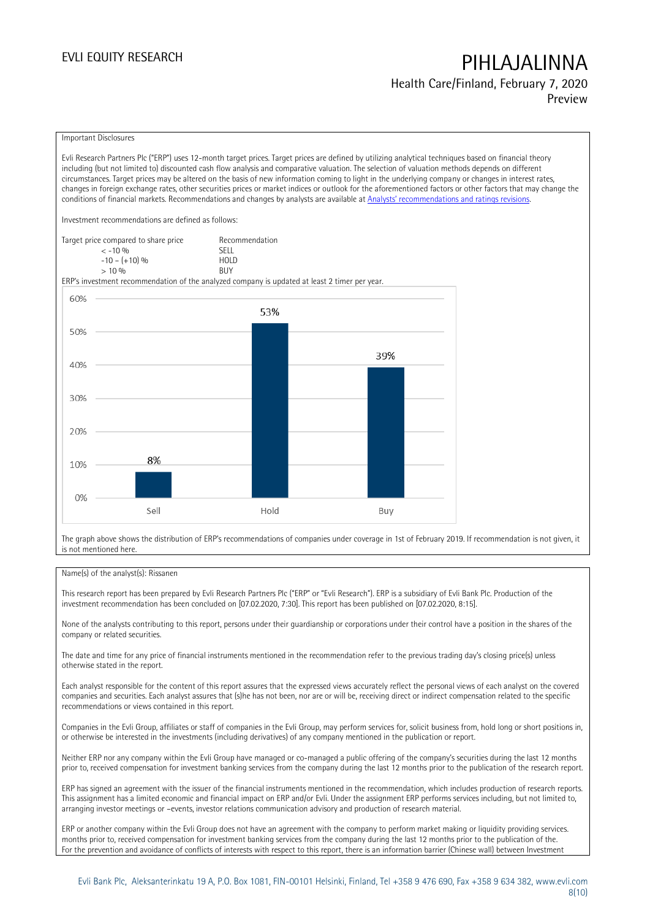Important Disclosures

Evli Research Partners Plc ("ERP") uses 12-month target prices. Target prices are defined by utilizing analytical techniques based on financial theory including (but not limited to) discounted cash flow analysis and comparative valuation. The selection of valuation methods depends on different circumstances. Target prices may be altered on the basis of new information coming to light in the underlying company or changes in interest rates, changes in foreign exchange rates, other securities prices or market indices or outlook for the aforementioned factors or other factors that may change the conditions of financial markets. Recommendations and changes by analysts are available at Analysts' recommendations and ratings revisions.

Investment recommendations are defined as follows:

| Target price compared to share price | Recommendation |
|---|---|
| < -10 % | SELL |
| -10 – (+10) % | HOLD |
| > 10 % | BUY |

ERP's investment recommendation of the analyzed company is updated at least 2 timer per year.

| | Sell | Hold | Buy |
|---|---|---|---|
| Share | 8% | 53% | 39% |

The graph above shows the distribution of ERP's recommendations of companies under coverage in 1st of February 2019. If recommendation is not given, it is not mentioned here.

Name(s) of the analyst(s): Rissanen

This research report has been prepared by Evli Research Partners Plc ("ERP" or "Evli Research"). ERP is a subsidiary of Evli Bank Plc. Production of the investment recommendation has been concluded on [07.02.2020, 7:30]. This report has been published on [07.02.2020, 8:15].

None of the analysts contributing to this report, persons under their guardianship or corporations under their control have a position in the shares of the company or related securities.

The date and time for any price of financial instruments mentioned in the recommendation refer to the previous trading day's closing price(s) unless otherwise stated in the report.

Each analyst responsible for the content of this report assures that the expressed views accurately reflect the personal views of each analyst on the covered companies and securities. Each analyst assures that (s)he has not been, nor are or will be, receiving direct or indirect compensation related to the specific recommendations or views contained in this report.

Companies in the Evli Group, affiliates or staff of companies in the Evli Group, may perform services for, solicit business from, hold long or short positions in, or otherwise be interested in the investments (including derivatives) of any company mentioned in the publication or report.

Neither ERP nor any company within the Evli Group have managed or co-managed a public offering of the company's securities during the last 12 months prior to, received compensation for investment banking services from the company during the last 12 months prior to the publication of the research report.

ERP has signed an agreement with the issuer of the financial instruments mentioned in the recommendation, which includes production of research reports. This assignment has a limited economic and financial impact on ERP and/or Evli. Under the assignment ERP performs services including, but not limited to, arranging investor meetings or –events, investor relations communication advisory and production of research material.

ERP or another company within the Evli Group does not have an agreement with the company to perform market making or liquidity providing services. months prior to, received compensation for investment banking services from the company during the last 12 months prior to the publication of the.
For the prevention and avoidance of conflicts of interests with respect to this report, there is an information barrier (Chinese wall) between Investment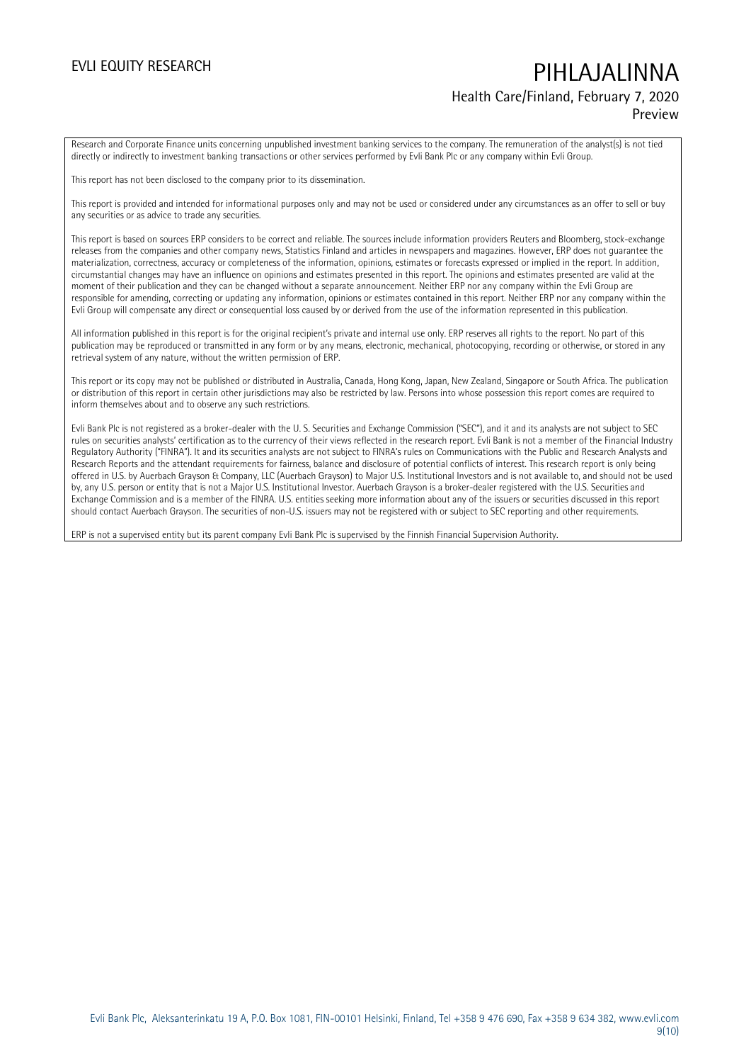Research and Corporate Finance units concerning unpublished investment banking services to the company. The remuneration of the analyst(s) is not tied directly or indirectly to investment banking transactions or other services performed by Evli Bank Plc or any company within Evli Group.

This report has not been disclosed to the company prior to its dissemination.

This report is provided and intended for informational purposes only and may not be used or considered under any circumstances as an offer to sell or buy any securities or as advice to trade any securities.

This report is based on sources ERP considers to be correct and reliable. The sources include information providers Reuters and Bloomberg, stock-exchange releases from the companies and other company news, Statistics Finland and articles in newspapers and magazines. However, ERP does not guarantee the materialization, correctness, accuracy or completeness of the information, opinions, estimates or forecasts expressed or implied in the report. In addition, circumstantial changes may have an influence on opinions and estimates presented in this report. The opinions and estimates presented are valid at the moment of their publication and they can be changed without a separate announcement. Neither ERP nor any company within the Evli Group are responsible for amending, correcting or updating any information, opinions or estimates contained in this report. Neither ERP nor any company within the Evli Group will compensate any direct or consequential loss caused by or derived from the use of the information represented in this publication.

All information published in this report is for the original recipient's private and internal use only. ERP reserves all rights to the report. No part of this publication may be reproduced or transmitted in any form or by any means, electronic, mechanical, photocopying, recording or otherwise, or stored in any retrieval system of any nature, without the written permission of ERP.

This report or its copy may not be published or distributed in Australia, Canada, Hong Kong, Japan, New Zealand, Singapore or South Africa. The publication or distribution of this report in certain other jurisdictions may also be restricted by law. Persons into whose possession this report comes are required to inform themselves about and to observe any such restrictions.

Evli Bank Plc is not registered as a broker-dealer with the U. S. Securities and Exchange Commission ("SEC"), and it and its analysts are not subject to SEC rules on securities analysts' certification as to the currency of their views reflected in the research report. Evli Bank is not a member of the Financial Industry Regulatory Authority ("FINRA"). It and its securities analysts are not subject to FINRA's rules on Communications with the Public and Research Analysts and Research Reports and the attendant requirements for fairness, balance and disclosure of potential conflicts of interest. This research report is only being offered in U.S. by Auerbach Grayson & Company, LLC (Auerbach Grayson) to Major U.S. Institutional Investors and is not available to, and should not be used by, any U.S. person or entity that is not a Major U.S. Institutional Investor. Auerbach Grayson is a broker-dealer registered with the U.S. Securities and Exchange Commission and is a member of the FINRA. U.S. entities seeking more information about any of the issuers or securities discussed in this report should contact Auerbach Grayson. The securities of non-U.S. issuers may not be registered with or subject to SEC reporting and other requirements.

ERP is not a supervised entity but its parent company Evli Bank Plc is supervised by the Finnish Financial Supervision Authority.

Evli Bank Plc, Aleksanterinkatu 19 A, P.O. Box 1081, FIN-00101 Helsinki, Finland, Tel +358 9 476 690, Fax +358 9 634 382, www.evli.com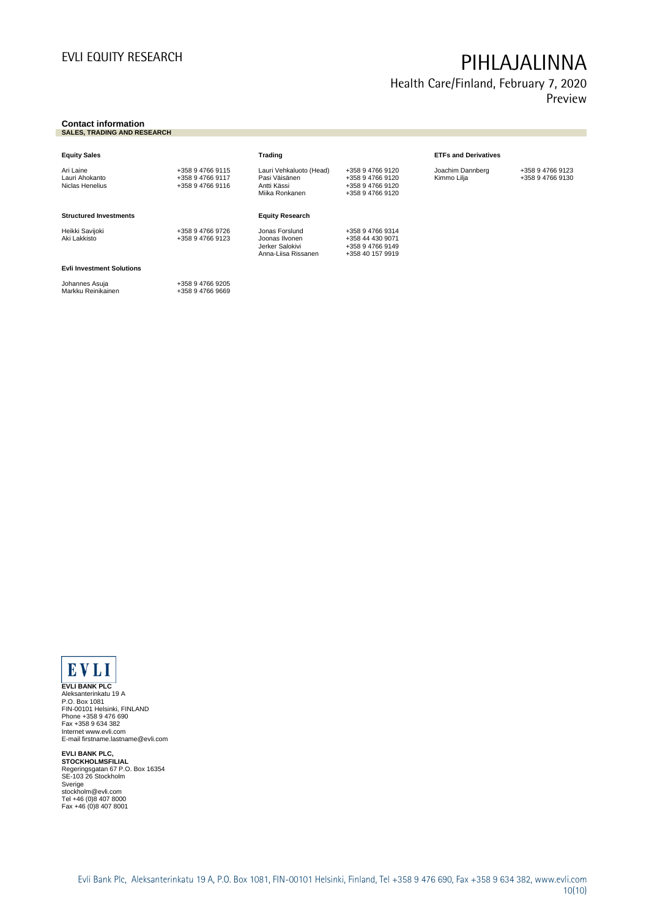## Contact information

**SALES, TRADING AND RESEARCH**

| **Equity Sales** | | **Trading** | | **ETFs and Derivatives** | |
|---|---|---|---|---|---|
| Ari Laine | +358 9 4766 9115 | Lauri Vehkaluoto (Head) | +358 9 4766 9120 | Joachim Dannberg | +358 9 4766 9123 |
| Lauri Ahokanto | +358 9 4766 9117 | Pasi Väisänen | +358 9 4766 9120 | Kimmo Lilja | +358 9 4766 9130 |
| Niclas Henelius | +358 9 4766 9116 | Antti Kässi | +358 9 4766 9120 | | |
| | | Miika Ronkanen | +358 9 4766 9120 | | |

| **Structured Investments** | | **Equity Research** | |
|---|---|---|---|
| Heikki Savijoki | +358 9 4766 9726 | Jonas Forslund | +358 9 4766 9314 |
| Aki Lakkisto | +358 9 4766 9123 | Joonas Ilvonen | +358 44 430 9071 |
| | | Jerker Salokivi | +358 9 4766 9149 |
| | | Anna-Liisa Rissanen | +358 40 157 9919 |

| **Evli Investment Solutions** | |
|---|---|
| Johannes Asuja | +358 9 4766 9205 |
| Markku Reinikainen | +358 9 4766 9669 |

**EVLI BANK PLC**
Aleksanterinkatu 19 A
P.O. Box 1081
FIN-00101 Helsinki, FINLAND
Phone +358 9 476 690
Fax +358 9 634 382
Internet www.evli.com
E-mail firstname.lastname@evli.com

**EVLI BANK PLC,**
**STOCKHOLMSFILIAL**
Regeringsgatan 67 P.O. Box 16354
SE-103 26 Stockholm
Sverige
stockholm@evli.com
Tel +46 (0)8 407 8000
Fax +46 (0)8 407 8001